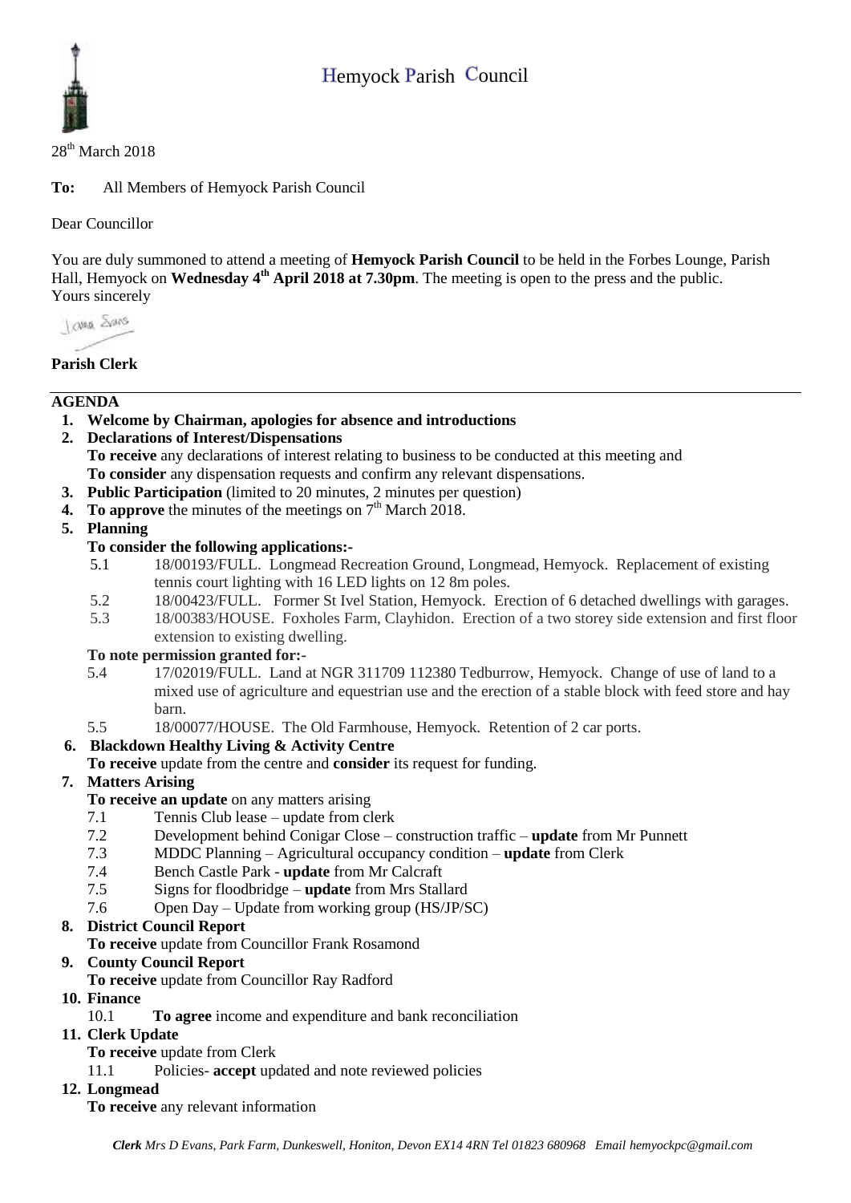# Hemyock Parish Council

28th March 2018

**To:** All Members of Hemyock Parish Council

Dear Councillor

You are duly summoned to attend a meeting of **Hemyock Parish Council** to be held in the Forbes Lounge, Parish Hall, Hemyock on **Wednesday 4th April 2018 at 7.30pm**. The meeting is open to the press and the public.
Yours sincerely

**Parish Clerk**

---

## AGENDA

1. **Welcome by Chairman, apologies for absence and introductions**
2. **Declarations of Interest/Dispensations**
   **To receive** any declarations of interest relating to business to be conducted at this meeting and
   **To consider** any dispensation requests and confirm any relevant dispensations.
3. **Public Participation** (limited to 20 minutes, 2 minutes per question)
4. **To approve** the minutes of the meetings on 7th March 2018.
5. **Planning**
   **To consider the following applications:-**
   - 5.1 18/00193/FULL. Longmead Recreation Ground, Longmead, Hemyock. Replacement of existing tennis court lighting with 16 LED lights on 12 8m poles.
   - 5.2 18/00423/FULL. Former St Ivel Station, Hemyock. Erection of 6 detached dwellings with garages.
   - 5.3 18/00383/HOUSE. Foxholes Farm, Clayhidon. Erection of a two storey side extension and first floor extension to existing dwelling.

   **To note permission granted for:-**
   - 5.4 17/02019/FULL. Land at NGR 311709 112380 Tedburrow, Hemyock. Change of use of land to a mixed use of agriculture and equestrian use and the erection of a stable block with feed store and hay barn.
   - 5.5 18/00077/HOUSE. The Old Farmhouse, Hemyock. Retention of 2 car ports.
6. **Blackdown Healthy Living & Activity Centre**
   **To receive** update from the centre and **consider** its request for funding.
7. **Matters Arising**
   **To receive an update** on any matters arising
   - 7.1 Tennis Club lease – update from clerk
   - 7.2 Development behind Conigar Close – construction traffic – **update** from Mr Punnett
   - 7.3 MDDC Planning – Agricultural occupancy condition – **update** from Clerk
   - 7.4 Bench Castle Park - **update** from Mr Calcraft
   - 7.5 Signs for floodbridge – **update** from Mrs Stallard
   - 7.6 Open Day – Update from working group (HS/JP/SC)
8. **District Council Report**
   **To receive** update from Councillor Frank Rosamond
9. **County Council Report**
   **To receive** update from Councillor Ray Radford
10. **Finance**
    - 10.1 **To agree** income and expenditure and bank reconciliation
11. **Clerk Update**
    **To receive** update from Clerk
    - 11.1 Policies- **accept** updated and note reviewed policies
12. **Longmead**
    **To receive** any relevant information

*Clerk Mrs D Evans, Park Farm, Dunkeswell, Honiton, Devon EX14 4RN Tel 01823 680968 Email hemyockpc@gmail.com*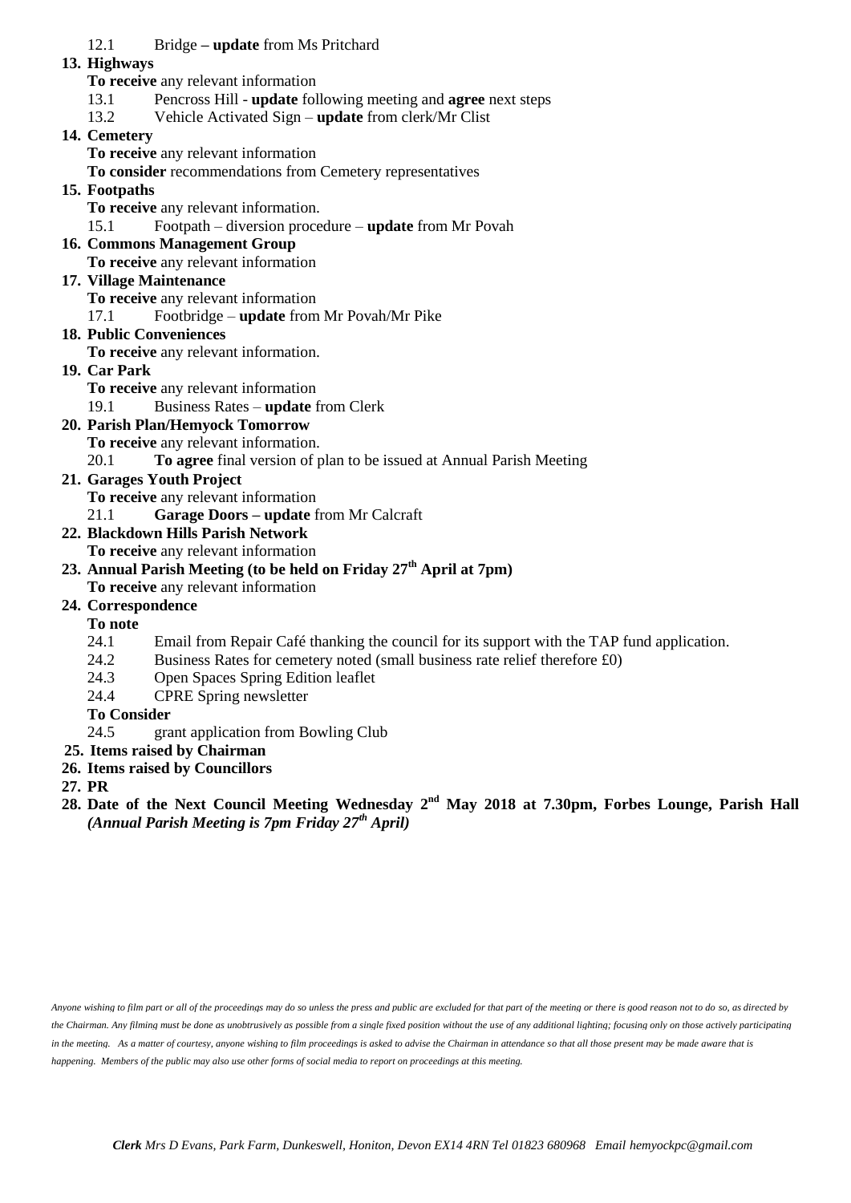12.1 Bridge **– update** from Ms Pritchard

**13. Highways**

**To receive** any relevant information

13.1 Pencross Hill - **update** following meeting and **agree** next steps

13.2 Vehicle Activated Sign – **update** from clerk/Mr Clist

**14. Cemetery**

**To receive** any relevant information

**To consider** recommendations from Cemetery representatives

**15. Footpaths**

**To receive** any relevant information.

15.1 Footpath – diversion procedure – **update** from Mr Povah

**16. Commons Management Group**

**To receive** any relevant information

**17. Village Maintenance**

**To receive** any relevant information

17.1 Footbridge – **update** from Mr Povah/Mr Pike

**18. Public Conveniences**

**To receive** any relevant information.

**19. Car Park**

**To receive** any relevant information

19.1 Business Rates – **update** from Clerk

**20. Parish Plan/Hemyock Tomorrow**

**To receive** any relevant information.

20.1 **To agree** final version of plan to be issued at Annual Parish Meeting

**21. Garages Youth Project**

**To receive** any relevant information

21.1 **Garage Doors – update** from Mr Calcraft

**22. Blackdown Hills Parish Network**

**To receive** any relevant information

**23. Annual Parish Meeting (to be held on Friday 27th April at 7pm)**

**To receive** any relevant information

**24. Correspondence**

**To note**

24.1 Email from Repair Café thanking the council for its support with the TAP fund application.

24.2 Business Rates for cemetery noted (small business rate relief therefore £0)

24.3 Open Spaces Spring Edition leaflet

24.4 CPRE Spring newsletter

**To Consider**

24.5 grant application from Bowling Club

**25. Items raised by Chairman**

**26. Items raised by Councillors**

**27. PR**

**28. Date of the Next Council Meeting Wednesday 2nd May 2018 at 7.30pm, Forbes Lounge, Parish Hall** ***(Annual Parish Meeting is 7pm Friday 27th April)***

*Anyone wishing to film part or all of the proceedings may do so unless the press and public are excluded for that part of the meeting or there is good reason not to do so, as directed by the Chairman. Any filming must be done as unobtrusively as possible from a single fixed position without the use of any additional lighting; focusing only on those actively participating in the meeting. As a matter of courtesy, anyone wishing to film proceedings is asked to advise the Chairman in attendance so that all those present may be made aware that is happening. Members of the public may also use other forms of social media to report on proceedings at this meeting.*

***Clerk** Mrs D Evans, Park Farm, Dunkeswell, Honiton, Devon EX14 4RN Tel 01823 680968 Email hemyockpc@gmail.com*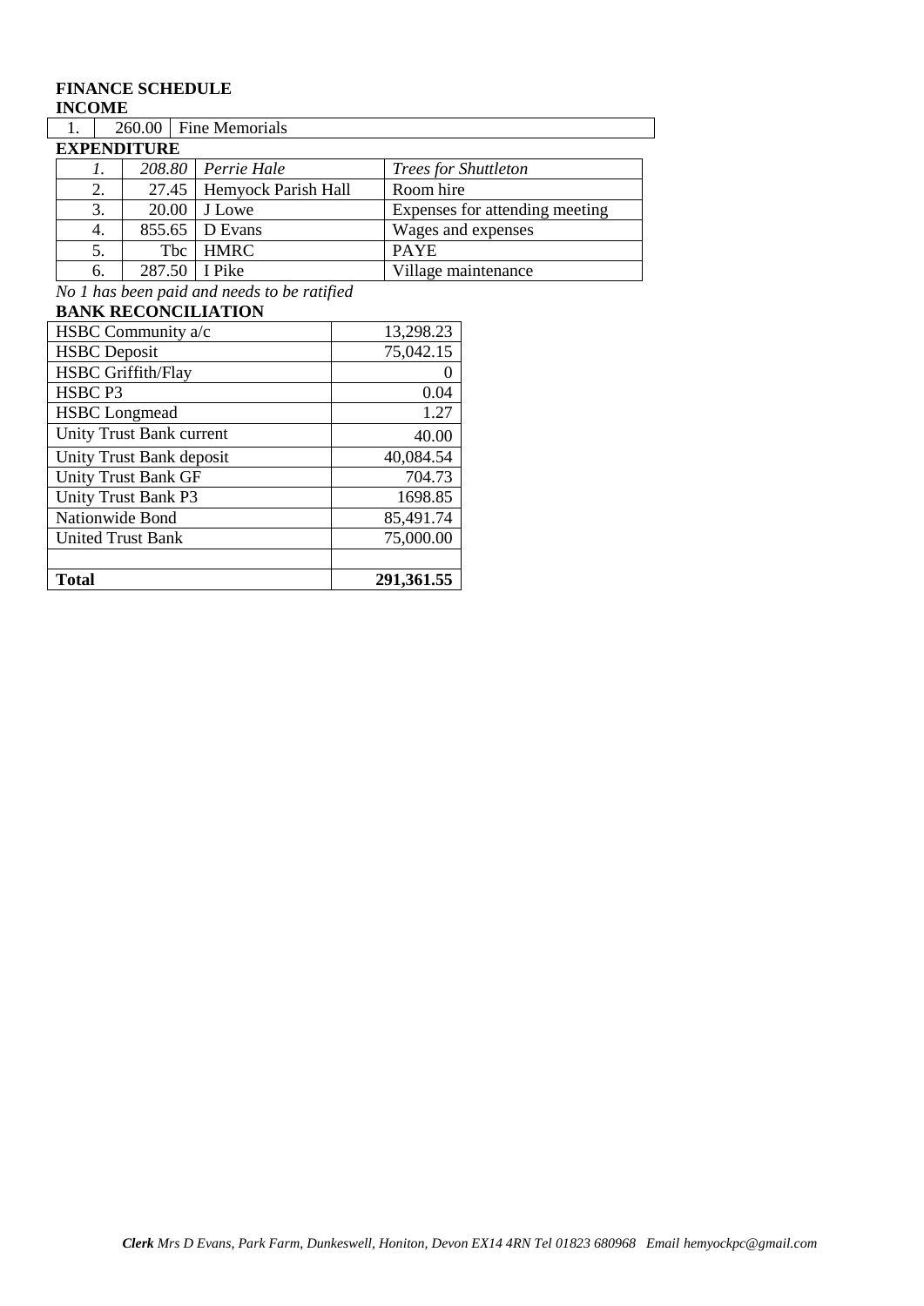**FINANCE SCHEDULE**

**INCOME**

| | | |
|---|---|---|
| 1. | 260.00 | Fine Memorials |

**EXPENDITURE**

| | | | |
|---|---|---|---|
| *1.* | *208.80* | *Perrie Hale* | *Trees for Shuttleton* |
| 2. | 27.45 | Hemyock Parish Hall | Room hire |
| 3. | 20.00 | J Lowe | Expenses for attending meeting |
| 4. | 855.65 | D Evans | Wages and expenses |
| 5. | Tbc | HMRC | PAYE |
| 6. | 287.50 | I Pike | Village maintenance |

*No 1 has been paid and needs to be ratified*

**BANK RECONCILIATION**

| | |
|---|---|
| HSBC Community a/c | 13,298.23 |
| HSBC Deposit | 75,042.15 |
| HSBC Griffith/Flay | 0 |
| HSBC P3 | 0.04 |
| HSBC Longmead | 1.27 |
| Unity Trust Bank current | 40.00 |
| Unity Trust Bank deposit | 40,084.54 |
| Unity Trust Bank GF | 704.73 |
| Unity Trust Bank P3 | 1698.85 |
| Nationwide Bond | 85,491.74 |
| United Trust Bank | 75,000.00 |
| | |
| **Total** | **291,361.55** |

***Clerk** Mrs D Evans, Park Farm, Dunkeswell, Honiton, Devon EX14 4RN Tel 01823 680968 Email hemyockpc@gmail.com*